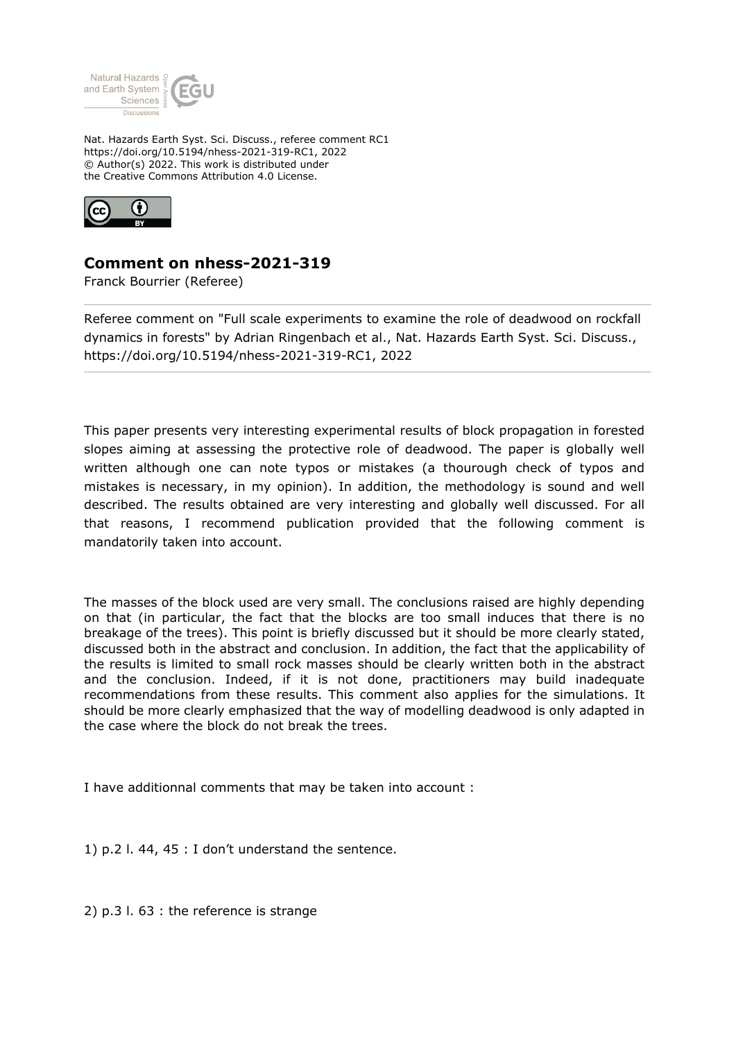Nat. Hazards Earth Syst. Sci. Discuss., referee comment RC1
https://doi.org/10.5194/nhess-2021-319-RC1, 2022
© Author(s) 2022. This work is distributed under
the Creative Commons Attribution 4.0 License.

## Comment on nhess-2021-319

Franck Bourrier (Referee)

Referee comment on "Full scale experiments to examine the role of deadwood on rockfall dynamics in forests" by Adrian Ringenbach et al., Nat. Hazards Earth Syst. Sci. Discuss., https://doi.org/10.5194/nhess-2021-319-RC1, 2022

This paper presents very interesting experimental results of block propagation in forested slopes aiming at assessing the protective role of deadwood. The paper is globally well written although one can note typos or mistakes (a thourough check of typos and mistakes is necessary, in my opinion). In addition, the methodology is sound and well described. The results obtained are very interesting and globally well discussed. For all that reasons, I recommend publication provided that the following comment is mandatorily taken into account.

The masses of the block used are very small. The conclusions raised are highly depending on that (in particular, the fact that the blocks are too small induces that there is no breakage of the trees). This point is briefly discussed but it should be more clearly stated, discussed both in the abstract and conclusion. In addition, the fact that the applicability of the results is limited to small rock masses should be clearly written both in the abstract and the conclusion. Indeed, if it is not done, practitioners may build inadequate recommendations from these results. This comment also applies for the simulations. It should be more clearly emphasized that the way of modelling deadwood is only adapted in the case where the block do not break the trees.

I have additionnal comments that may be taken into account :

1) p.2 l. 44, 45 : I don't understand the sentence.

2) p.3 l. 63 : the reference is strange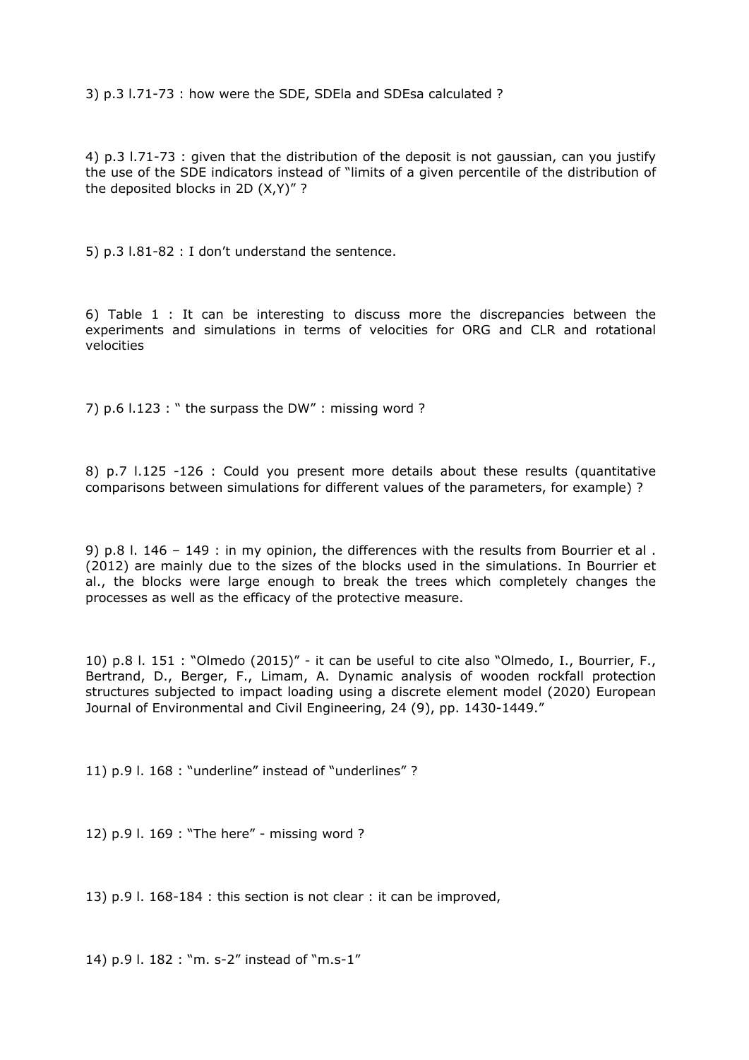3) p.3 l.71-73 : how were the SDE, SDEla and SDEsa calculated ?

4) p.3 l.71-73 : given that the distribution of the deposit is not gaussian, can you justify the use of the SDE indicators instead of "limits of a given percentile of the distribution of the deposited blocks in 2D (X,Y)" ?

5) p.3 l.81-82 : I don't understand the sentence.

6) Table 1 : It can be interesting to discuss more the discrepancies between the experiments and simulations in terms of velocities for ORG and CLR and rotational velocities

7) p.6 l.123 : " the surpass the DW" : missing word ?

8) p.7 l.125 -126 : Could you present more details about these results (quantitative comparisons between simulations for different values of the parameters, for example) ?

9) p.8 l. 146 – 149 : in my opinion, the differences with the results from Bourrier et al . (2012) are mainly due to the sizes of the blocks used in the simulations. In Bourrier et al., the blocks were large enough to break the trees which completely changes the processes as well as the efficacy of the protective measure.

10) p.8 l. 151 : "Olmedo (2015)" - it can be useful to cite also "Olmedo, I., Bourrier, F., Bertrand, D., Berger, F., Limam, A. Dynamic analysis of wooden rockfall protection structures subjected to impact loading using a discrete element model (2020) European Journal of Environmental and Civil Engineering, 24 (9), pp. 1430-1449."

11) p.9 l. 168 : "underline" instead of "underlines" ?

12) p.9 l. 169 : "The here" - missing word ?

13) p.9 l. 168-184 : this section is not clear : it can be improved,

14) p.9 l. 182 : "m. s-2" instead of "m.s-1"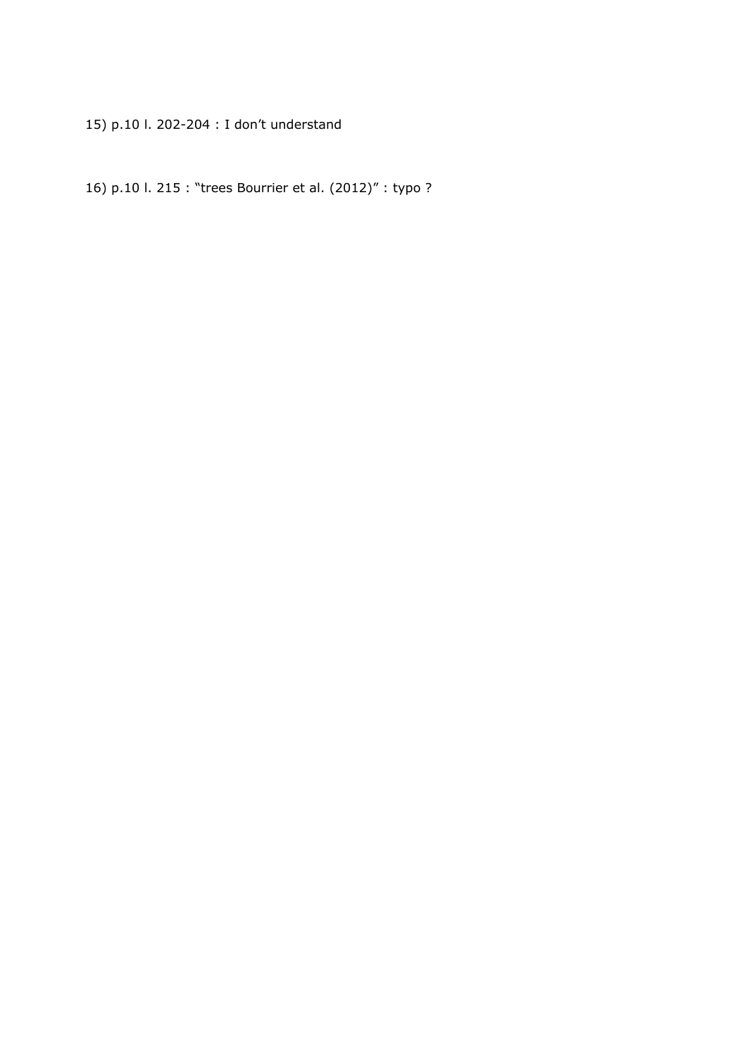15) p.10 l. 202-204 : I don’t understand

16) p.10 l. 215 : “trees Bourrier et al. (2012)” : typo ?